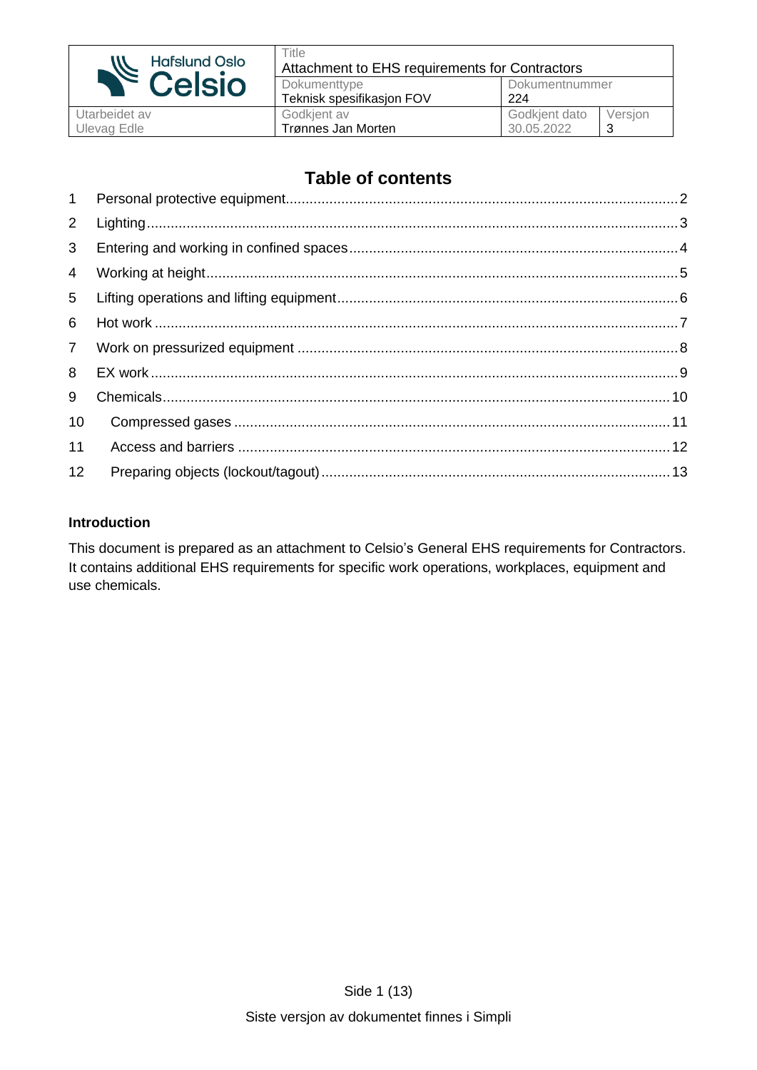| Hafslund Oslo Celsio | Title<br>Attachment to EHS requirements for Contractors | | |
|---|---|---|---|
| | Dokumenttype<br>Teknisk spesifikasjon FOV | Dokumentnummer<br>224 | |
| Utarbeidet av<br>Ulevag Edle | Godkjent av<br>Trønnes Jan Morten | Godkjent dato<br>30.05.2022 | Versjon<br>3 |

## Table of contents

1 Personal protective equipment .......... 2
2 Lighting .......... 3
3 Entering and working in confined spaces .......... 4
4 Working at height .......... 5
5 Lifting operations and lifting equipment .......... 6
6 Hot work .......... 7
7 Work on pressurized equipment .......... 8
8 EX work .......... 9
9 Chemicals .......... 10
10 Compressed gases .......... 11
11 Access and barriers .......... 12
12 Preparing objects (lockout/tagout) .......... 13

**Introduction**

This document is prepared as an attachment to Celsio's General EHS requirements for Contractors. It contains additional EHS requirements for specific work operations, workplaces, equipment and use chemicals.

Siste versjon av dokumentet finnes i Simpli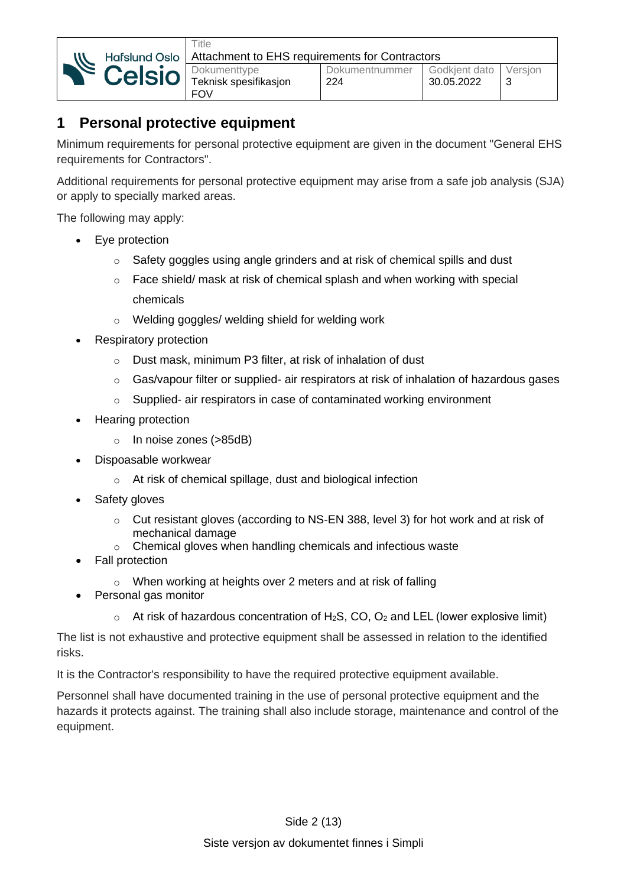# 1 Personal protective equipment

Minimum requirements for personal protective equipment are given in the document "General EHS requirements for Contractors".

Additional requirements for personal protective equipment may arise from a safe job analysis (SJA) or apply to specially marked areas.

The following may apply:

- Eye protection
  - Safety goggles using angle grinders and at risk of chemical spills and dust
  - Face shield/ mask at risk of chemical splash and when working with special chemicals
  - Welding goggles/ welding shield for welding work
- Respiratory protection
  - Dust mask, minimum P3 filter, at risk of inhalation of dust
  - Gas/vapour filter or supplied- air respirators at risk of inhalation of hazardous gases
  - Supplied- air respirators in case of contaminated working environment
- Hearing protection
  - In noise zones (>85dB)
- Dispoasable workwear
  - At risk of chemical spillage, dust and biological infection
- Safety gloves
  - Cut resistant gloves (according to NS-EN 388, level 3) for hot work and at risk of mechanical damage
  - Chemical gloves when handling chemicals and infectious waste
- Fall protection
  - When working at heights over 2 meters and at risk of falling
- Personal gas monitor
  - At risk of hazardous concentration of $H_2S$, CO, $O_2$ and LEL (lower explosive limit)

The list is not exhaustive and protective equipment shall be assessed in relation to the identified risks.

It is the Contractor's responsibility to have the required protective equipment available.

Personnel shall have documented training in the use of personal protective equipment and the hazards it protects against. The training shall also include storage, maintenance and control of the equipment.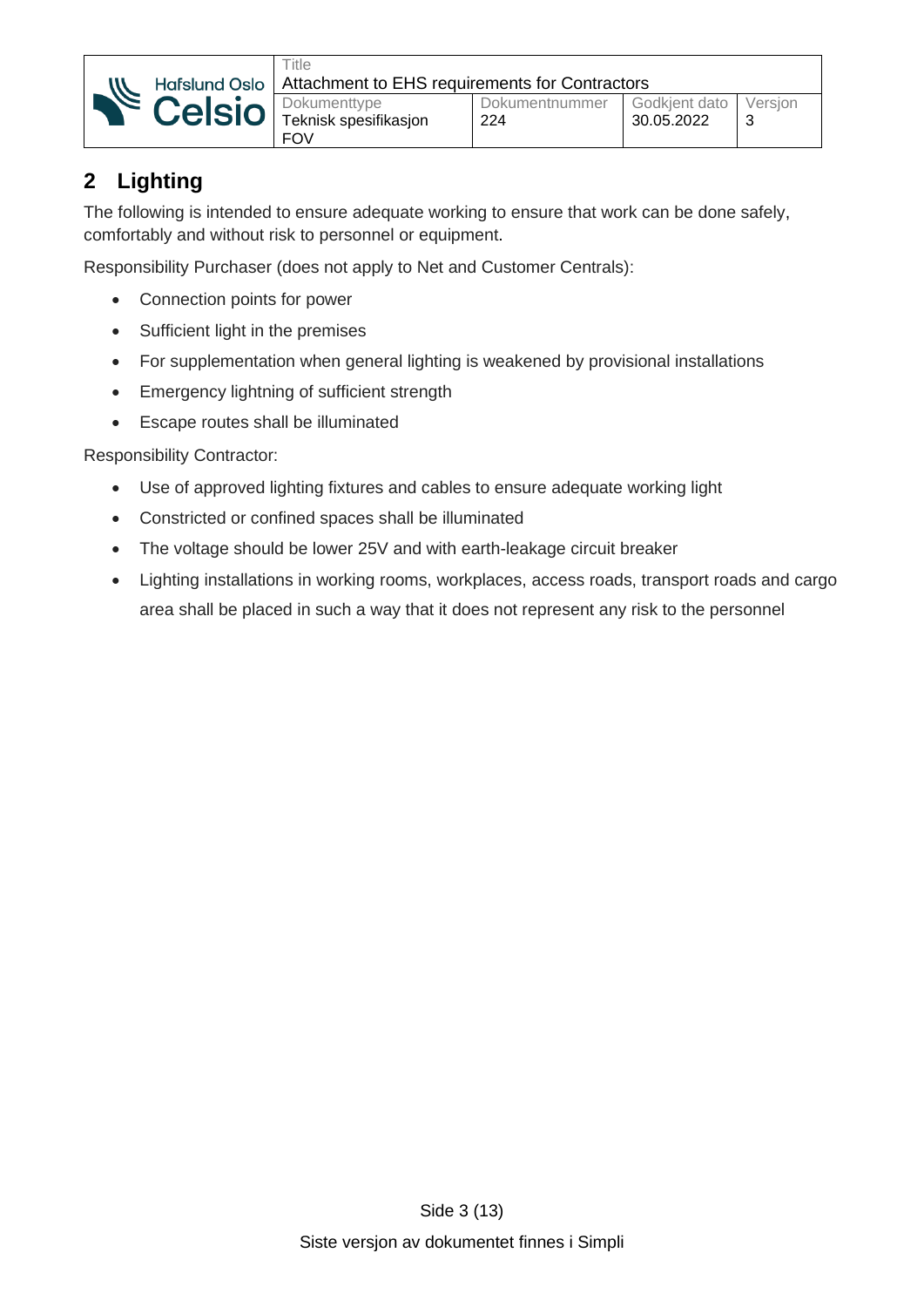## 2 Lighting

The following is intended to ensure adequate working to ensure that work can be done safely, comfortably and without risk to personnel or equipment.

Responsibility Purchaser (does not apply to Net and Customer Centrals):

- Connection points for power
- Sufficient light in the premises
- For supplementation when general lighting is weakened by provisional installations
- Emergency lightning of sufficient strength
- Escape routes shall be illuminated

Responsibility Contractor:

- Use of approved lighting fixtures and cables to ensure adequate working light
- Constricted or confined spaces shall be illuminated
- The voltage should be lower 25V and with earth-leakage circuit breaker
- Lighting installations in working rooms, workplaces, access roads, transport roads and cargo area shall be placed in such a way that it does not represent any risk to the personnel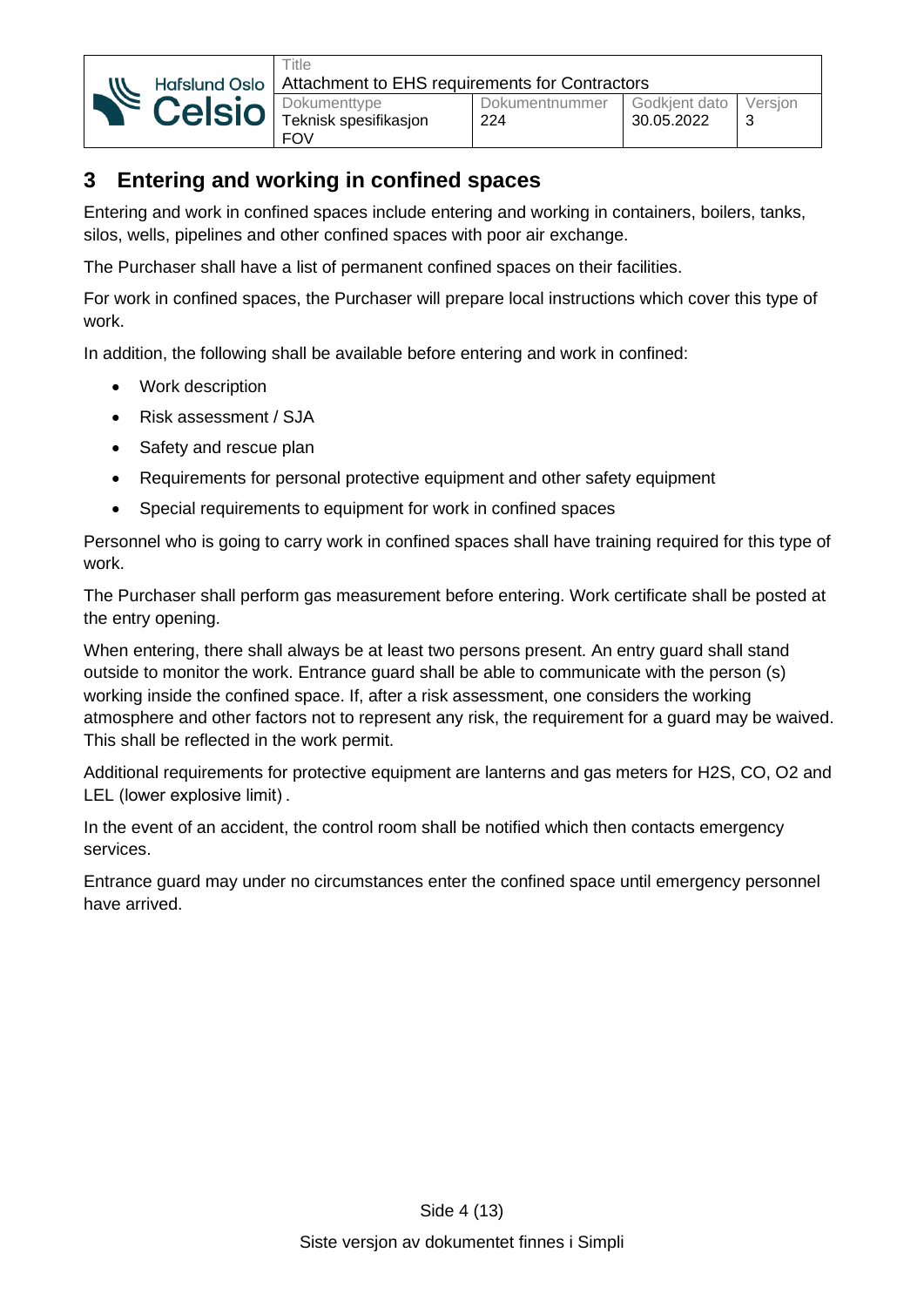## 3 Entering and working in confined spaces

Entering and work in confined spaces include entering and working in containers, boilers, tanks, silos, wells, pipelines and other confined spaces with poor air exchange.

The Purchaser shall have a list of permanent confined spaces on their facilities.

For work in confined spaces, the Purchaser will prepare local instructions which cover this type of work.

In addition, the following shall be available before entering and work in confined:

- Work description
- Risk assessment / SJA
- Safety and rescue plan
- Requirements for personal protective equipment and other safety equipment
- Special requirements to equipment for work in confined spaces

Personnel who is going to carry work in confined spaces shall have training required for this type of work.

The Purchaser shall perform gas measurement before entering. Work certificate shall be posted at the entry opening.

When entering, there shall always be at least two persons present. An entry guard shall stand outside to monitor the work. Entrance guard shall be able to communicate with the person (s) working inside the confined space. If, after a risk assessment, one considers the working atmosphere and other factors not to represent any risk, the requirement for a guard may be waived. This shall be reflected in the work permit.

Additional requirements for protective equipment are lanterns and gas meters for $H_2S$, CO, $O_2$ and LEL (lower explosive limit) .

In the event of an accident, the control room shall be notified which then contacts emergency services.

Entrance guard may under no circumstances enter the confined space until emergency personnel have arrived.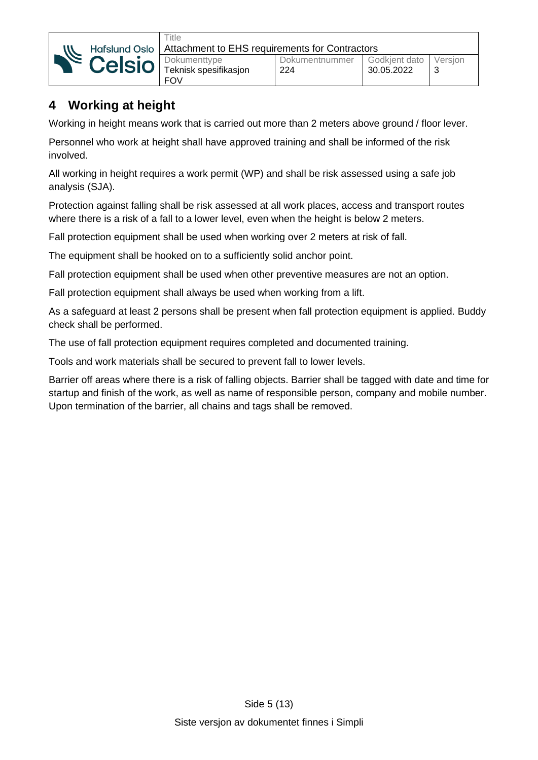## 4 Working at height

Working in height means work that is carried out more than 2 meters above ground / floor lever.

Personnel who work at height shall have approved training and shall be informed of the risk involved.

All working in height requires a work permit (WP) and shall be risk assessed using a safe job analysis (SJA).

Protection against falling shall be risk assessed at all work places, access and transport routes where there is a risk of a fall to a lower level, even when the height is below 2 meters.

Fall protection equipment shall be used when working over 2 meters at risk of fall.

The equipment shall be hooked on to a sufficiently solid anchor point.

Fall protection equipment shall be used when other preventive measures are not an option.

Fall protection equipment shall always be used when working from a lift.

As a safeguard at least 2 persons shall be present when fall protection equipment is applied. Buddy check shall be performed.

The use of fall protection equipment requires completed and documented training.

Tools and work materials shall be secured to prevent fall to lower levels.

Barrier off areas where there is a risk of falling objects. Barrier shall be tagged with date and time for startup and finish of the work, as well as name of responsible person, company and mobile number. Upon termination of the barrier, all chains and tags shall be removed.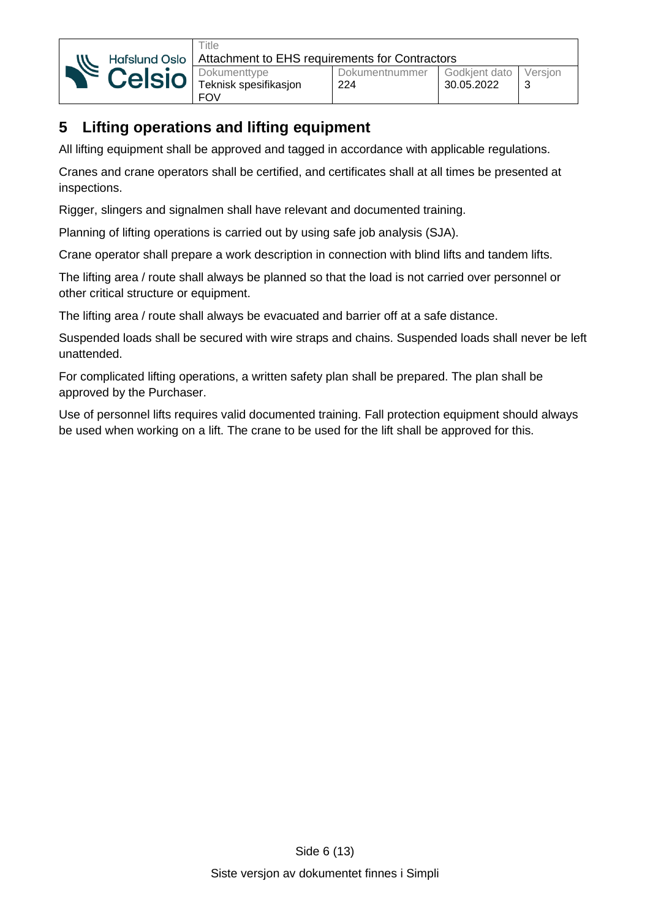## 5 Lifting operations and lifting equipment

All lifting equipment shall be approved and tagged in accordance with applicable regulations.

Cranes and crane operators shall be certified, and certificates shall at all times be presented at inspections.

Rigger, slingers and signalmen shall have relevant and documented training.

Planning of lifting operations is carried out by using safe job analysis (SJA).

Crane operator shall prepare a work description in connection with blind lifts and tandem lifts.

The lifting area / route shall always be planned so that the load is not carried over personnel or other critical structure or equipment.

The lifting area / route shall always be evacuated and barrier off at a safe distance.

Suspended loads shall be secured with wire straps and chains. Suspended loads shall never be left unattended.

For complicated lifting operations, a written safety plan shall be prepared. The plan shall be approved by the Purchaser.

Use of personnel lifts requires valid documented training. Fall protection equipment should always be used when working on a lift. The crane to be used for the lift shall be approved for this.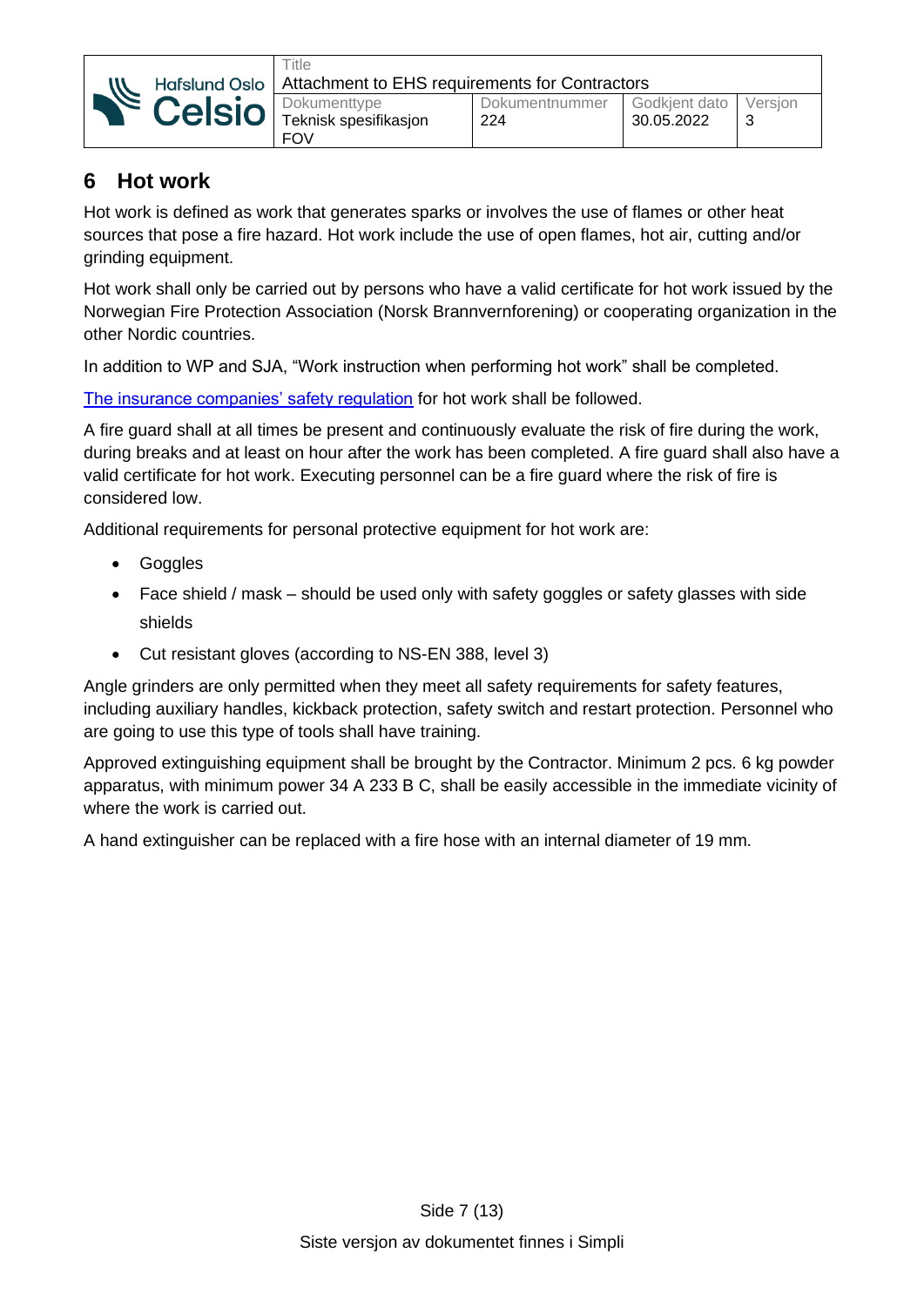## 6 Hot work

Hot work is defined as work that generates sparks or involves the use of flames or other heat sources that pose a fire hazard. Hot work include the use of open flames, hot air, cutting and/or grinding equipment.

Hot work shall only be carried out by persons who have a valid certificate for hot work issued by the Norwegian Fire Protection Association (Norsk Brannvernforening) or cooperating organization in the other Nordic countries.

In addition to WP and SJA, "Work instruction when performing hot work" shall be completed.

The insurance companies' safety regulation for hot work shall be followed.

A fire guard shall at all times be present and continuously evaluate the risk of fire during the work, during breaks and at least on hour after the work has been completed. A fire guard shall also have a valid certificate for hot work. Executing personnel can be a fire guard where the risk of fire is considered low.

Additional requirements for personal protective equipment for hot work are:

- Goggles
- Face shield / mask – should be used only with safety goggles or safety glasses with side shields
- Cut resistant gloves (according to NS-EN 388, level 3)

Angle grinders are only permitted when they meet all safety requirements for safety features, including auxiliary handles, kickback protection, safety switch and restart protection. Personnel who are going to use this type of tools shall have training.

Approved extinguishing equipment shall be brought by the Contractor. Minimum 2 pcs. 6 kg powder apparatus, with minimum power 34 A 233 B C, shall be easily accessible in the immediate vicinity of where the work is carried out.

A hand extinguisher can be replaced with a fire hose with an internal diameter of 19 mm.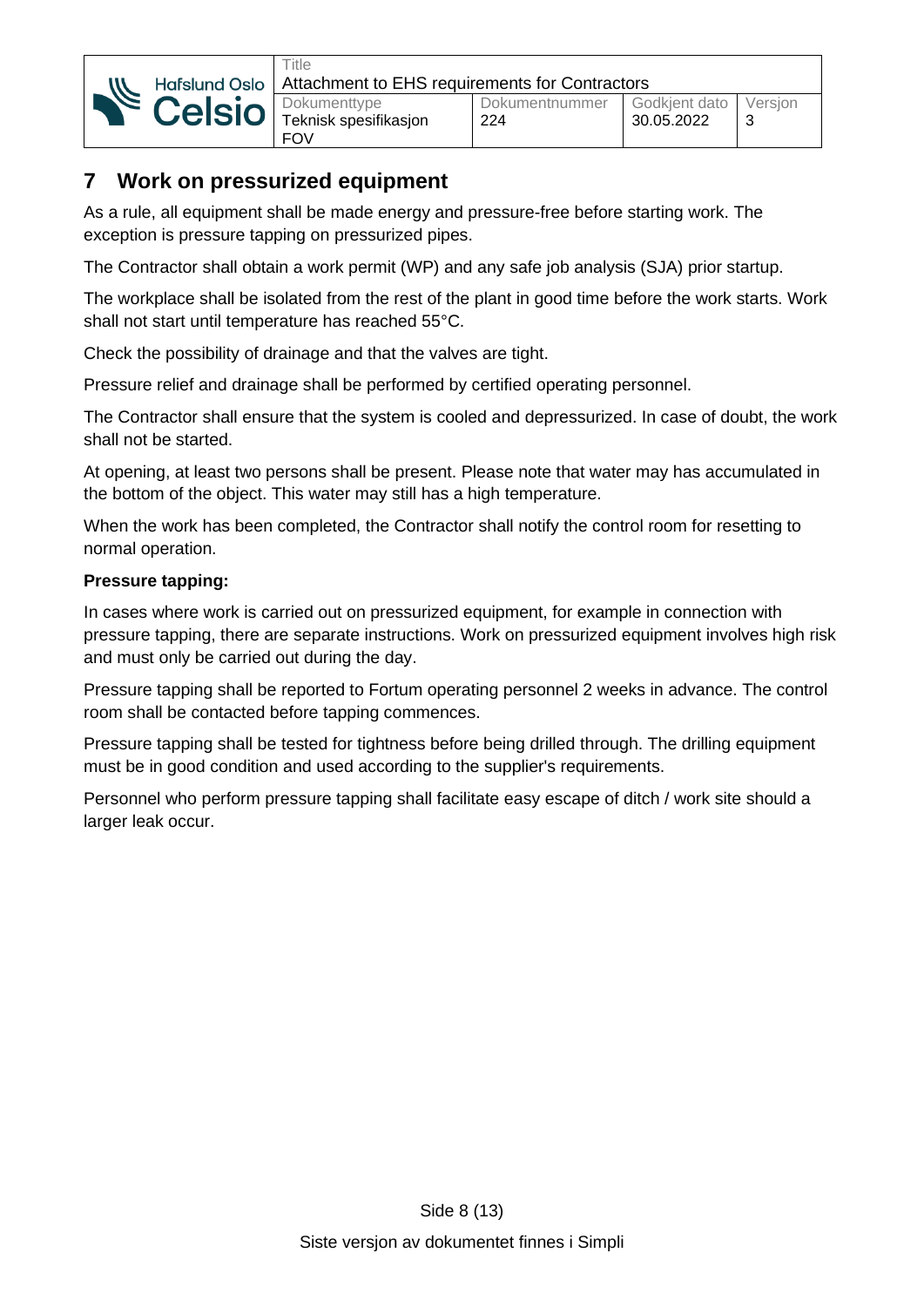## 7 Work on pressurized equipment

As a rule, all equipment shall be made energy and pressure-free before starting work. The exception is pressure tapping on pressurized pipes.

The Contractor shall obtain a work permit (WP) and any safe job analysis (SJA) prior startup.

The workplace shall be isolated from the rest of the plant in good time before the work starts. Work shall not start until temperature has reached 55°C.

Check the possibility of drainage and that the valves are tight.

Pressure relief and drainage shall be performed by certified operating personnel.

The Contractor shall ensure that the system is cooled and depressurized. In case of doubt, the work shall not be started.

At opening, at least two persons shall be present. Please note that water may has accumulated in the bottom of the object. This water may still has a high temperature.

When the work has been completed, the Contractor shall notify the control room for resetting to normal operation.

**Pressure tapping:**

In cases where work is carried out on pressurized equipment, for example in connection with pressure tapping, there are separate instructions. Work on pressurized equipment involves high risk and must only be carried out during the day.

Pressure tapping shall be reported to Fortum operating personnel 2 weeks in advance. The control room shall be contacted before tapping commences.

Pressure tapping shall be tested for tightness before being drilled through. The drilling equipment must be in good condition and used according to the supplier's requirements.

Personnel who perform pressure tapping shall facilitate easy escape of ditch / work site should a larger leak occur.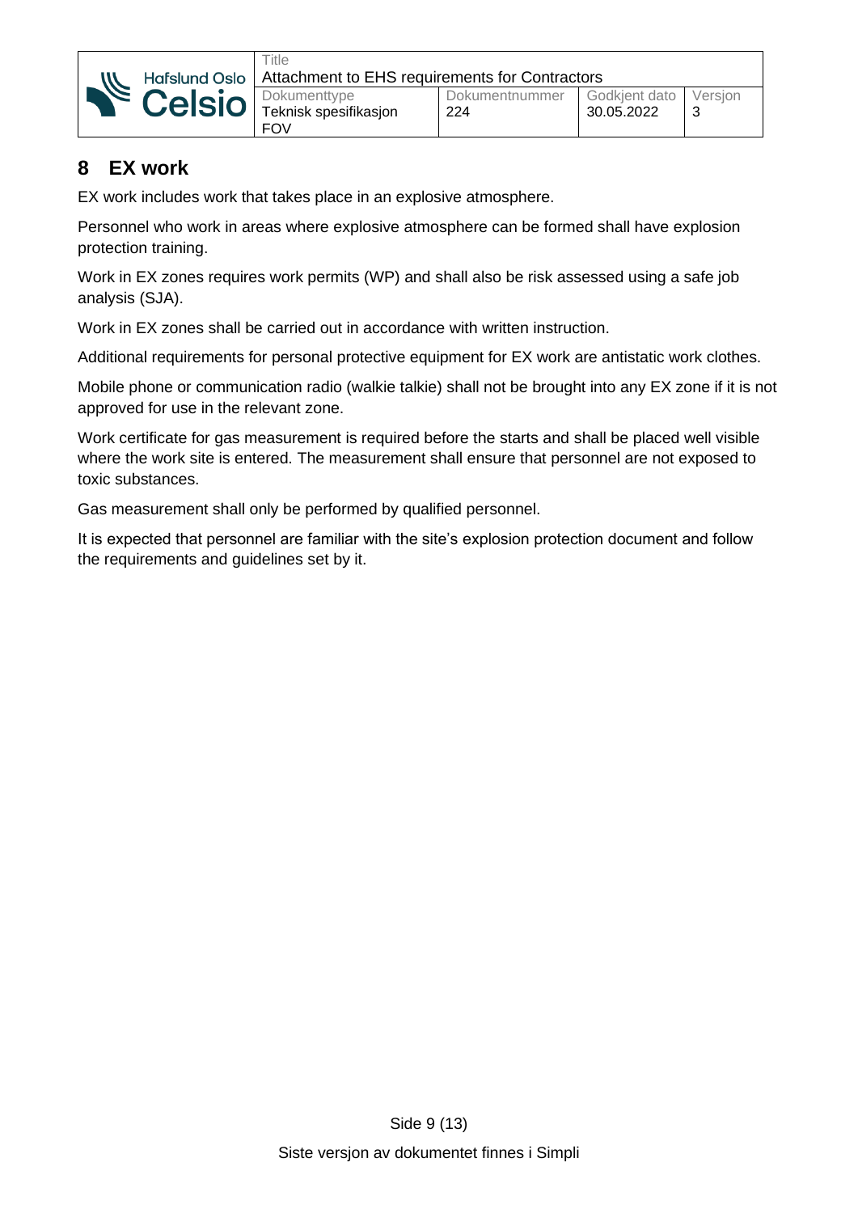## 8 EX work

EX work includes work that takes place in an explosive atmosphere.

Personnel who work in areas where explosive atmosphere can be formed shall have explosion protection training.

Work in EX zones requires work permits (WP) and shall also be risk assessed using a safe job analysis (SJA).

Work in EX zones shall be carried out in accordance with written instruction.

Additional requirements for personal protective equipment for EX work are antistatic work clothes.

Mobile phone or communication radio (walkie talkie) shall not be brought into any EX zone if it is not approved for use in the relevant zone.

Work certificate for gas measurement is required before the starts and shall be placed well visible where the work site is entered. The measurement shall ensure that personnel are not exposed to toxic substances.

Gas measurement shall only be performed by qualified personnel.

It is expected that personnel are familiar with the site's explosion protection document and follow the requirements and guidelines set by it.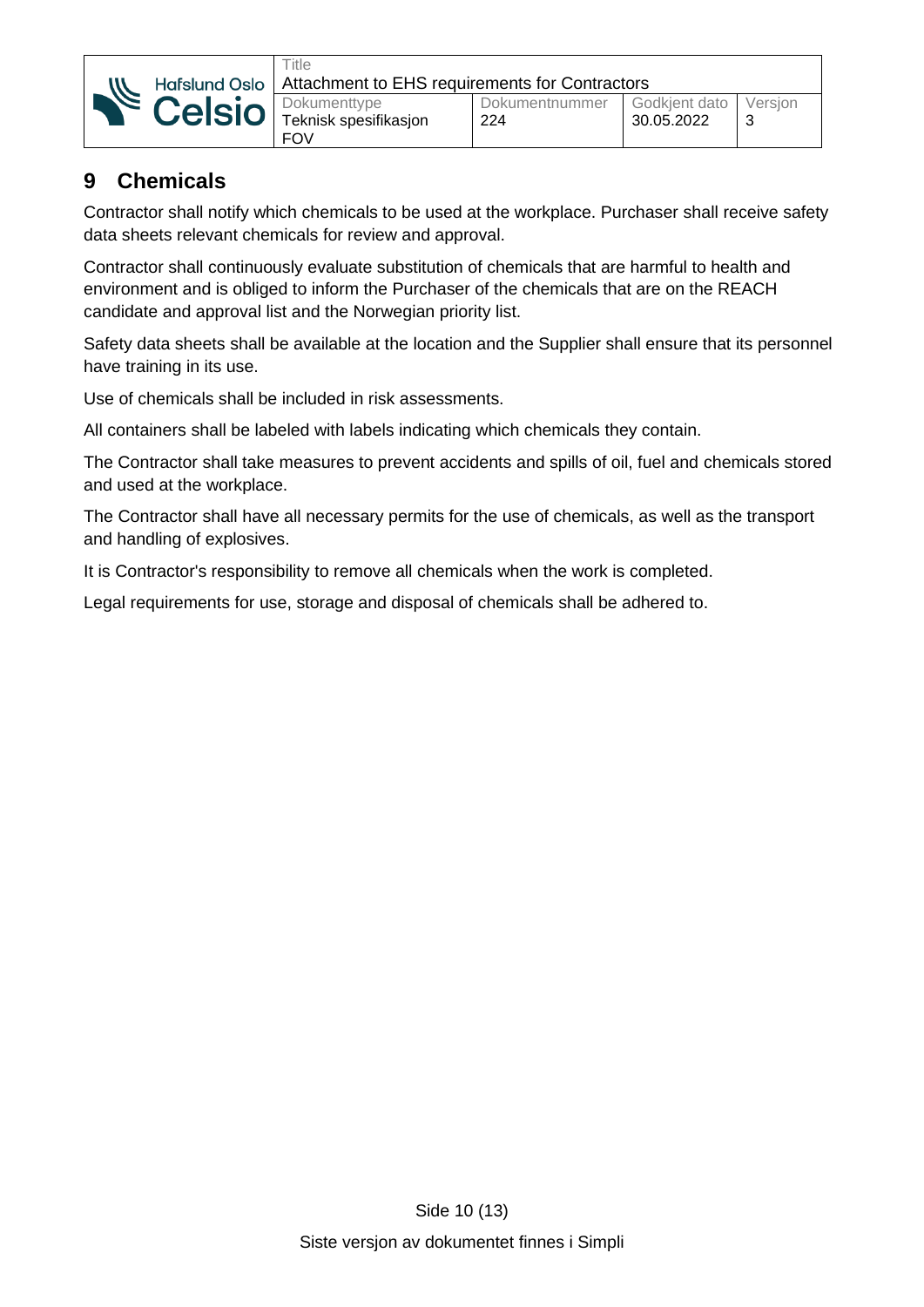## 9 Chemicals

Contractor shall notify which chemicals to be used at the workplace. Purchaser shall receive safety data sheets relevant chemicals for review and approval.

Contractor shall continuously evaluate substitution of chemicals that are harmful to health and environment and is obliged to inform the Purchaser of the chemicals that are on the REACH candidate and approval list and the Norwegian priority list.

Safety data sheets shall be available at the location and the Supplier shall ensure that its personnel have training in its use.

Use of chemicals shall be included in risk assessments.

All containers shall be labeled with labels indicating which chemicals they contain.

The Contractor shall take measures to prevent accidents and spills of oil, fuel and chemicals stored and used at the workplace.

The Contractor shall have all necessary permits for the use of chemicals, as well as the transport and handling of explosives.

It is Contractor's responsibility to remove all chemicals when the work is completed.

Legal requirements for use, storage and disposal of chemicals shall be adhered to.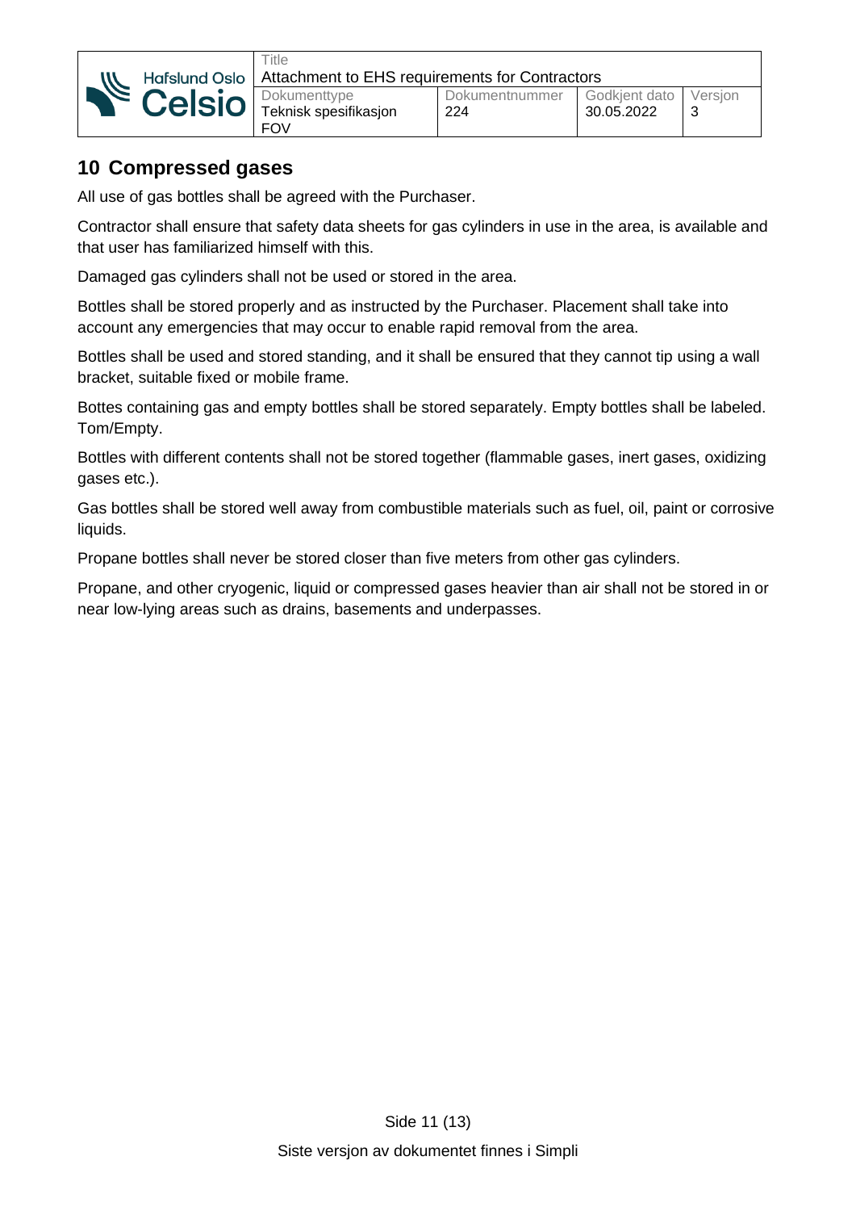## 10 Compressed gases

All use of gas bottles shall be agreed with the Purchaser.

Contractor shall ensure that safety data sheets for gas cylinders in use in the area, is available and that user has familiarized himself with this.

Damaged gas cylinders shall not be used or stored in the area.

Bottles shall be stored properly and as instructed by the Purchaser. Placement shall take into account any emergencies that may occur to enable rapid removal from the area.

Bottles shall be used and stored standing, and it shall be ensured that they cannot tip using a wall bracket, suitable fixed or mobile frame.

Bottes containing gas and empty bottles shall be stored separately. Empty bottles shall be labeled. Tom/Empty.

Bottles with different contents shall not be stored together (flammable gases, inert gases, oxidizing gases etc.).

Gas bottles shall be stored well away from combustible materials such as fuel, oil, paint or corrosive liquids.

Propane bottles shall never be stored closer than five meters from other gas cylinders.

Propane, and other cryogenic, liquid or compressed gases heavier than air shall not be stored in or near low-lying areas such as drains, basements and underpasses.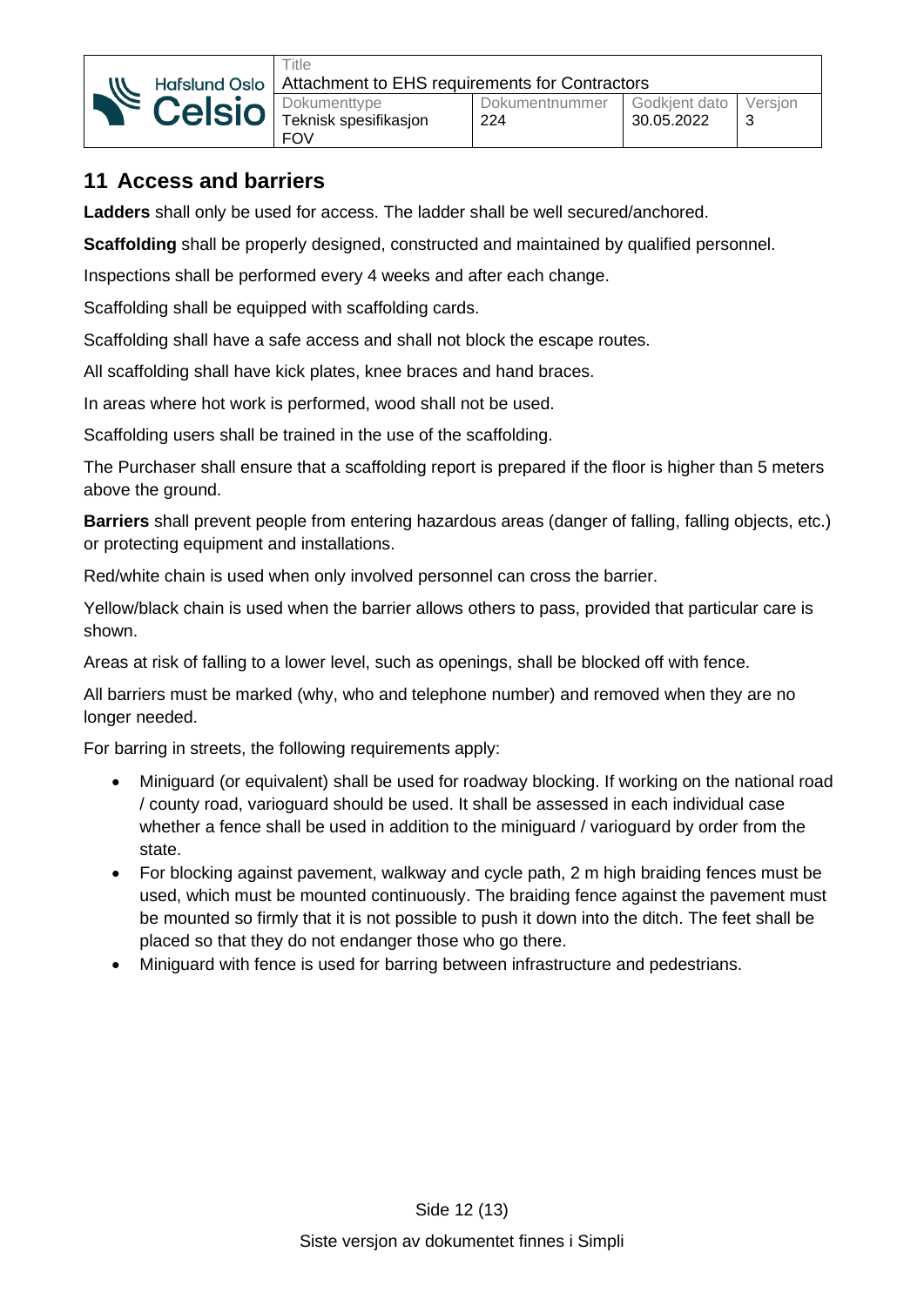## 11 Access and barriers

**Ladders** shall only be used for access. The ladder shall be well secured/anchored.

**Scaffolding** shall be properly designed, constructed and maintained by qualified personnel.

Inspections shall be performed every 4 weeks and after each change.

Scaffolding shall be equipped with scaffolding cards.

Scaffolding shall have a safe access and shall not block the escape routes.

All scaffolding shall have kick plates, knee braces and hand braces.

In areas where hot work is performed, wood shall not be used.

Scaffolding users shall be trained in the use of the scaffolding.

The Purchaser shall ensure that a scaffolding report is prepared if the floor is higher than 5 meters above the ground.

**Barriers** shall prevent people from entering hazardous areas (danger of falling, falling objects, etc.) or protecting equipment and installations.

Red/white chain is used when only involved personnel can cross the barrier.

Yellow/black chain is used when the barrier allows others to pass, provided that particular care is shown.

Areas at risk of falling to a lower level, such as openings, shall be blocked off with fence.

All barriers must be marked (why, who and telephone number) and removed when they are no longer needed.

For barring in streets, the following requirements apply:

- Miniguard (or equivalent) shall be used for roadway blocking. If working on the national road / county road, varioguard should be used. It shall be assessed in each individual case whether a fence shall be used in addition to the miniguard / varioguard by order from the state.
- For blocking against pavement, walkway and cycle path, 2 m high braiding fences must be used, which must be mounted continuously. The braiding fence against the pavement must be mounted so firmly that it is not possible to push it down into the ditch. The feet shall be placed so that they do not endanger those who go there.
- Miniguard with fence is used for barring between infrastructure and pedestrians.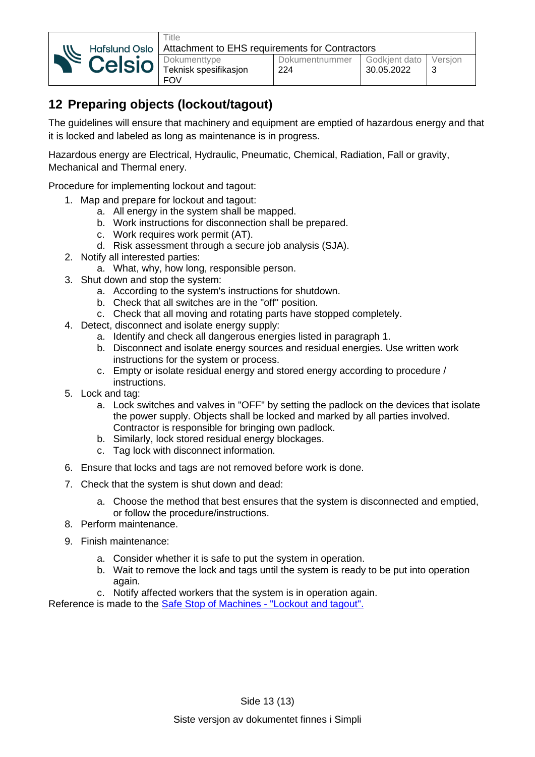## 12 Preparing objects (lockout/tagout)

The guidelines will ensure that machinery and equipment are emptied of hazardous energy and that it is locked and labeled as long as maintenance is in progress.

Hazardous energy are Electrical, Hydraulic, Pneumatic, Chemical, Radiation, Fall or gravity, Mechanical and Thermal enery.

Procedure for implementing lockout and tagout:

1. Map and prepare for lockout and tagout:
   a. All energy in the system shall be mapped.
   b. Work instructions for disconnection shall be prepared.
   c. Work requires work permit (AT).
   d. Risk assessment through a secure job analysis (SJA).
2. Notify all interested parties:
   a. What, why, how long, responsible person.
3. Shut down and stop the system:
   a. According to the system's instructions for shutdown.
   b. Check that all switches are in the "off" position.
   c. Check that all moving and rotating parts have stopped completely.
4. Detect, disconnect and isolate energy supply:
   a. Identify and check all dangerous energies listed in paragraph 1.
   b. Disconnect and isolate energy sources and residual energies. Use written work instructions for the system or process.
   c. Empty or isolate residual energy and stored energy according to procedure / instructions.
5. Lock and tag:
   a. Lock switches and valves in "OFF" by setting the padlock on the devices that isolate the power supply. Objects shall be locked and marked by all parties involved. Contractor is responsible for bringing own padlock.
   b. Similarly, lock stored residual energy blockages.
   c. Tag lock with disconnect information.
6. Ensure that locks and tags are not removed before work is done.
7. Check that the system is shut down and dead:
   a. Choose the method that best ensures that the system is disconnected and emptied, or follow the procedure/instructions.
8. Perform maintenance.
9. Finish maintenance:
   a. Consider whether it is safe to put the system in operation.
   b. Wait to remove the lock and tags until the system is ready to be put into operation again.
   c. Notify affected workers that the system is in operation again.

Reference is made to the Safe Stop of Machines - "Lockout and tagout".

Siste versjon av dokumentet finnes i Simpli